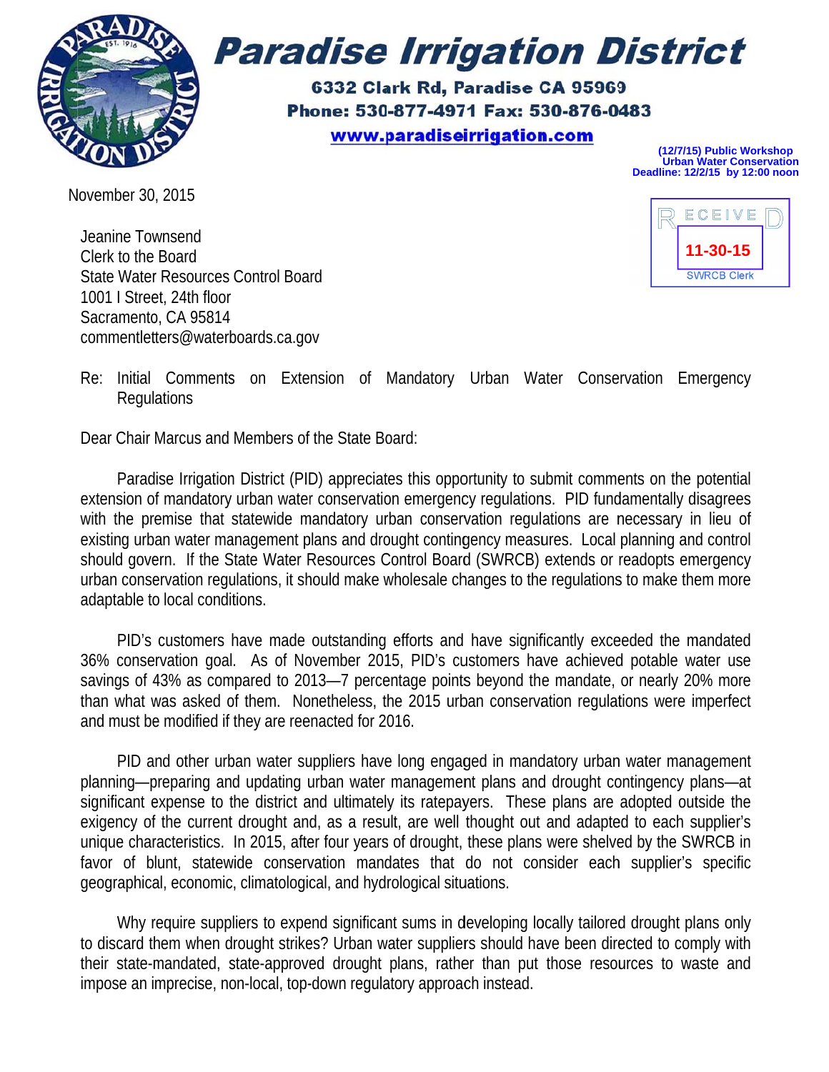# Paradise Irrigation District

**6332 Clark Rd, Paradise CA 95969**
**Phone: 530-877-4971 Fax: 530-876-0483**
**www.paradiseirrigation.com**

**(12/7/15) Public Workshop**
**Urban Water Conservation**
**Deadline: 12/2/15 by 12:00 noon**

RECEIVED
11-30-15
SWRCB Clerk

November 30, 2015

Jeanine Townsend
Clerk to the Board
State Water Resources Control Board
1001 I Street, 24th floor
Sacramento, CA 95814
commentletters@waterboards.ca.gov

Re: Initial Comments on Extension of Mandatory Urban Water Conservation Emergency Regulations

Dear Chair Marcus and Members of the State Board:

Paradise Irrigation District (PID) appreciates this opportunity to submit comments on the potential extension of mandatory urban water conservation emergency regulations. PID fundamentally disagrees with the premise that statewide mandatory urban conservation regulations are necessary in lieu of existing urban water management plans and drought contingency measures. Local planning and control should govern. If the State Water Resources Control Board (SWRCB) extends or readopts emergency urban conservation regulations, it should make wholesale changes to the regulations to make them more adaptable to local conditions.

PID's customers have made outstanding efforts and have significantly exceeded the mandated 36% conservation goal. As of November 2015, PID's customers have achieved potable water use savings of 43% as compared to 2013—7 percentage points beyond the mandate, or nearly 20% more than what was asked of them. Nonetheless, the 2015 urban conservation regulations were imperfect and must be modified if they are reenacted for 2016.

PID and other urban water suppliers have long engaged in mandatory urban water management planning—preparing and updating urban water management plans and drought contingency plans—at significant expense to the district and ultimately its ratepayers. These plans are adopted outside the exigency of the current drought and, as a result, are well thought out and adapted to each supplier's unique characteristics. In 2015, after four years of drought, these plans were shelved by the SWRCB in favor of blunt, statewide conservation mandates that do not consider each supplier's specific geographical, economic, climatological, and hydrological situations.

Why require suppliers to expend significant sums in developing locally tailored drought plans only to discard them when drought strikes? Urban water suppliers should have been directed to comply with their state-mandated, state-approved drought plans, rather than put those resources to waste and impose an imprecise, non-local, top-down regulatory approach instead.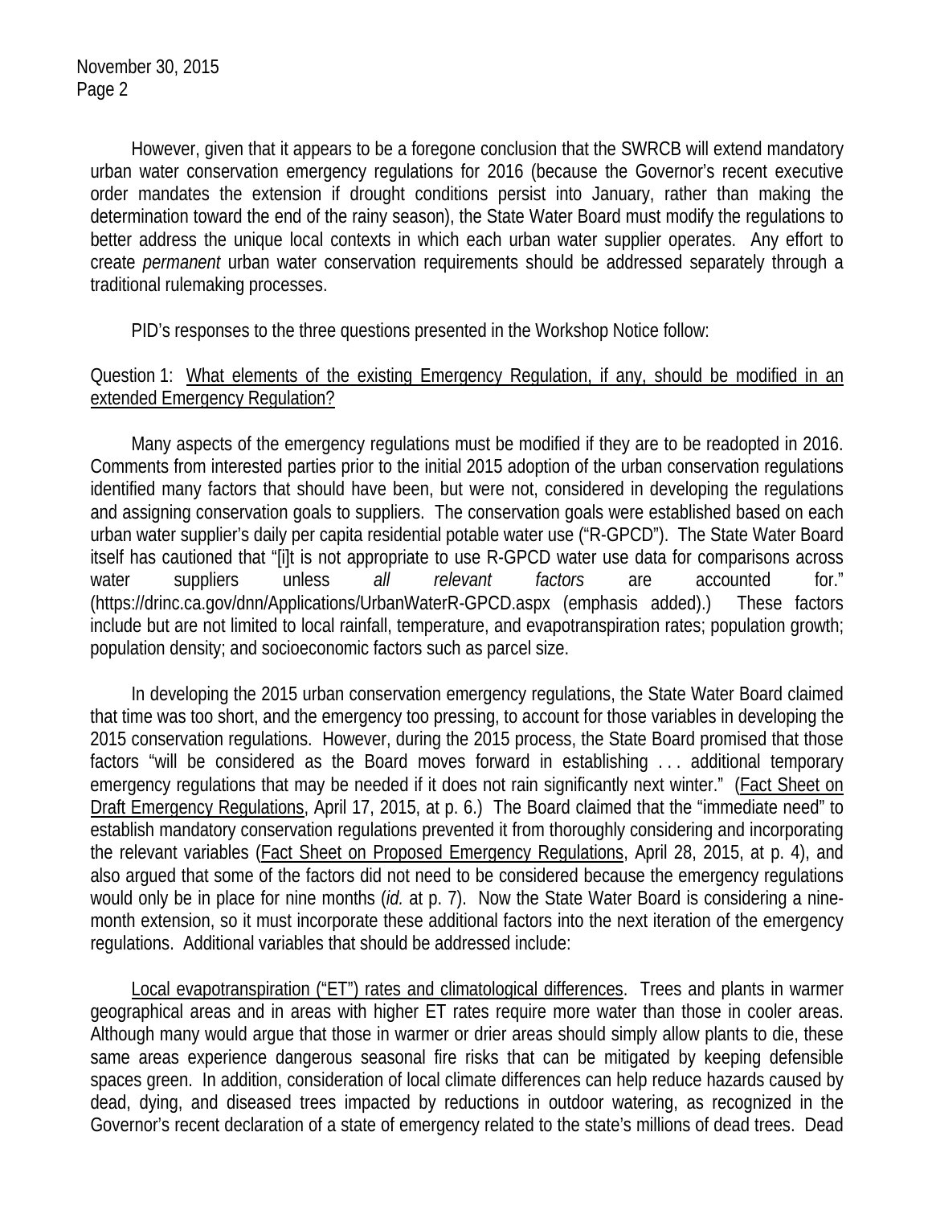However, given that it appears to be a foregone conclusion that the SWRCB will extend mandatory urban water conservation emergency regulations for 2016 (because the Governor's recent executive order mandates the extension if drought conditions persist into January, rather than making the determination toward the end of the rainy season), the State Water Board must modify the regulations to better address the unique local contexts in which each urban water supplier operates. Any effort to create *permanent* urban water conservation requirements should be addressed separately through a traditional rulemaking processes.

PID's responses to the three questions presented in the Workshop Notice follow:

Question 1: <u>What elements of the existing Emergency Regulation, if any, should be modified in an extended Emergency Regulation?</u>

Many aspects of the emergency regulations must be modified if they are to be readopted in 2016. Comments from interested parties prior to the initial 2015 adoption of the urban conservation regulations identified many factors that should have been, but were not, considered in developing the regulations and assigning conservation goals to suppliers. The conservation goals were established based on each urban water supplier's daily per capita residential potable water use ("R-GPCD"). The State Water Board itself has cautioned that "[i]t is not appropriate to use R-GPCD water use data for comparisons across water suppliers unless *all relevant factors* are accounted for." (https://drinc.ca.gov/dnn/Applications/UrbanWaterR-GPCD.aspx (emphasis added).) These factors include but are not limited to local rainfall, temperature, and evapotranspiration rates; population growth; population density; and socioeconomic factors such as parcel size.

In developing the 2015 urban conservation emergency regulations, the State Water Board claimed that time was too short, and the emergency too pressing, to account for those variables in developing the 2015 conservation regulations. However, during the 2015 process, the State Board promised that those factors "will be considered as the Board moves forward in establishing . . . additional temporary emergency regulations that may be needed if it does not rain significantly next winter." (<u>Fact Sheet on Draft Emergency Regulations</u>, April 17, 2015, at p. 6.) The Board claimed that the "immediate need" to establish mandatory conservation regulations prevented it from thoroughly considering and incorporating the relevant variables (<u>Fact Sheet on Proposed Emergency Regulations</u>, April 28, 2015, at p. 4), and also argued that some of the factors did not need to be considered because the emergency regulations would only be in place for nine months (*id.* at p. 7). Now the State Water Board is considering a nine-month extension, so it must incorporate these additional factors into the next iteration of the emergency regulations. Additional variables that should be addressed include:

<u>Local evapotranspiration ("ET") rates and climatological differences</u>. Trees and plants in warmer geographical areas and in areas with higher ET rates require more water than those in cooler areas. Although many would argue that those in warmer or drier areas should simply allow plants to die, these same areas experience dangerous seasonal fire risks that can be mitigated by keeping defensible spaces green. In addition, consideration of local climate differences can help reduce hazards caused by dead, dying, and diseased trees impacted by reductions in outdoor watering, as recognized in the Governor's recent declaration of a state of emergency related to the state's millions of dead trees. Dead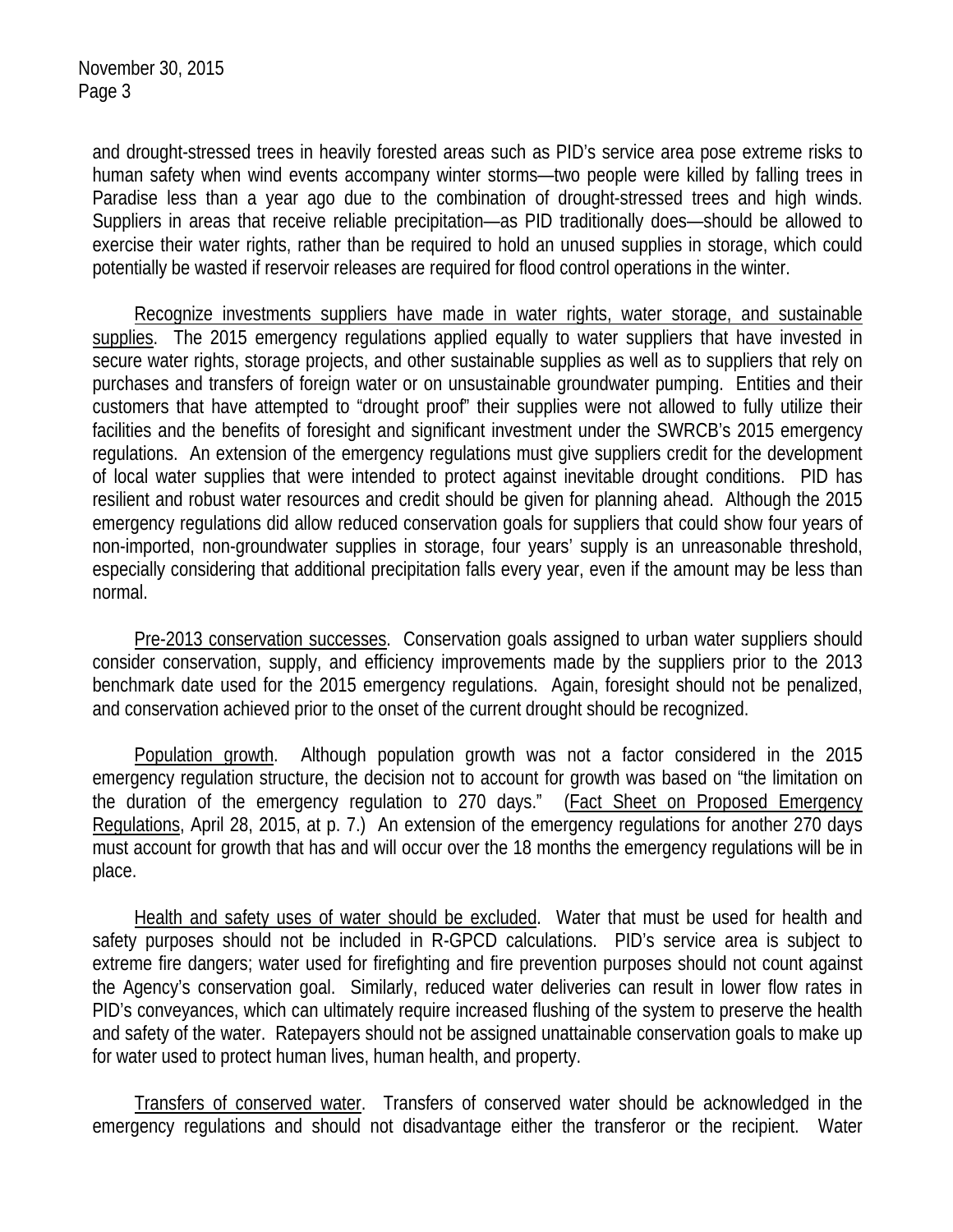and drought-stressed trees in heavily forested areas such as PID's service area pose extreme risks to human safety when wind events accompany winter storms—two people were killed by falling trees in Paradise less than a year ago due to the combination of drought-stressed trees and high winds. Suppliers in areas that receive reliable precipitation—as PID traditionally does—should be allowed to exercise their water rights, rather than be required to hold an unused supplies in storage, which could potentially be wasted if reservoir releases are required for flood control operations in the winter.

<u>Recognize investments suppliers have made in water rights, water storage, and sustainable supplies</u>. The 2015 emergency regulations applied equally to water suppliers that have invested in secure water rights, storage projects, and other sustainable supplies as well as to suppliers that rely on purchases and transfers of foreign water or on unsustainable groundwater pumping. Entities and their customers that have attempted to "drought proof" their supplies were not allowed to fully utilize their facilities and the benefits of foresight and significant investment under the SWRCB's 2015 emergency regulations. An extension of the emergency regulations must give suppliers credit for the development of local water supplies that were intended to protect against inevitable drought conditions. PID has resilient and robust water resources and credit should be given for planning ahead. Although the 2015 emergency regulations did allow reduced conservation goals for suppliers that could show four years of non-imported, non-groundwater supplies in storage, four years' supply is an unreasonable threshold, especially considering that additional precipitation falls every year, even if the amount may be less than normal.

<u>Pre-2013 conservation successes</u>. Conservation goals assigned to urban water suppliers should consider conservation, supply, and efficiency improvements made by the suppliers prior to the 2013 benchmark date used for the 2015 emergency regulations. Again, foresight should not be penalized, and conservation achieved prior to the onset of the current drought should be recognized.

<u>Population growth</u>. Although population growth was not a factor considered in the 2015 emergency regulation structure, the decision not to account for growth was based on "the limitation on the duration of the emergency regulation to 270 days." (<u>Fact Sheet on Proposed Emergency Regulations</u>, April 28, 2015, at p. 7.) An extension of the emergency regulations for another 270 days must account for growth that has and will occur over the 18 months the emergency regulations will be in place.

<u>Health and safety uses of water should be excluded</u>. Water that must be used for health and safety purposes should not be included in R-GPCD calculations. PID's service area is subject to extreme fire dangers; water used for firefighting and fire prevention purposes should not count against the Agency's conservation goal. Similarly, reduced water deliveries can result in lower flow rates in PID's conveyances, which can ultimately require increased flushing of the system to preserve the health and safety of the water. Ratepayers should not be assigned unattainable conservation goals to make up for water used to protect human lives, human health, and property.

<u>Transfers of conserved water</u>. Transfers of conserved water should be acknowledged in the emergency regulations and should not disadvantage either the transferor or the recipient. Water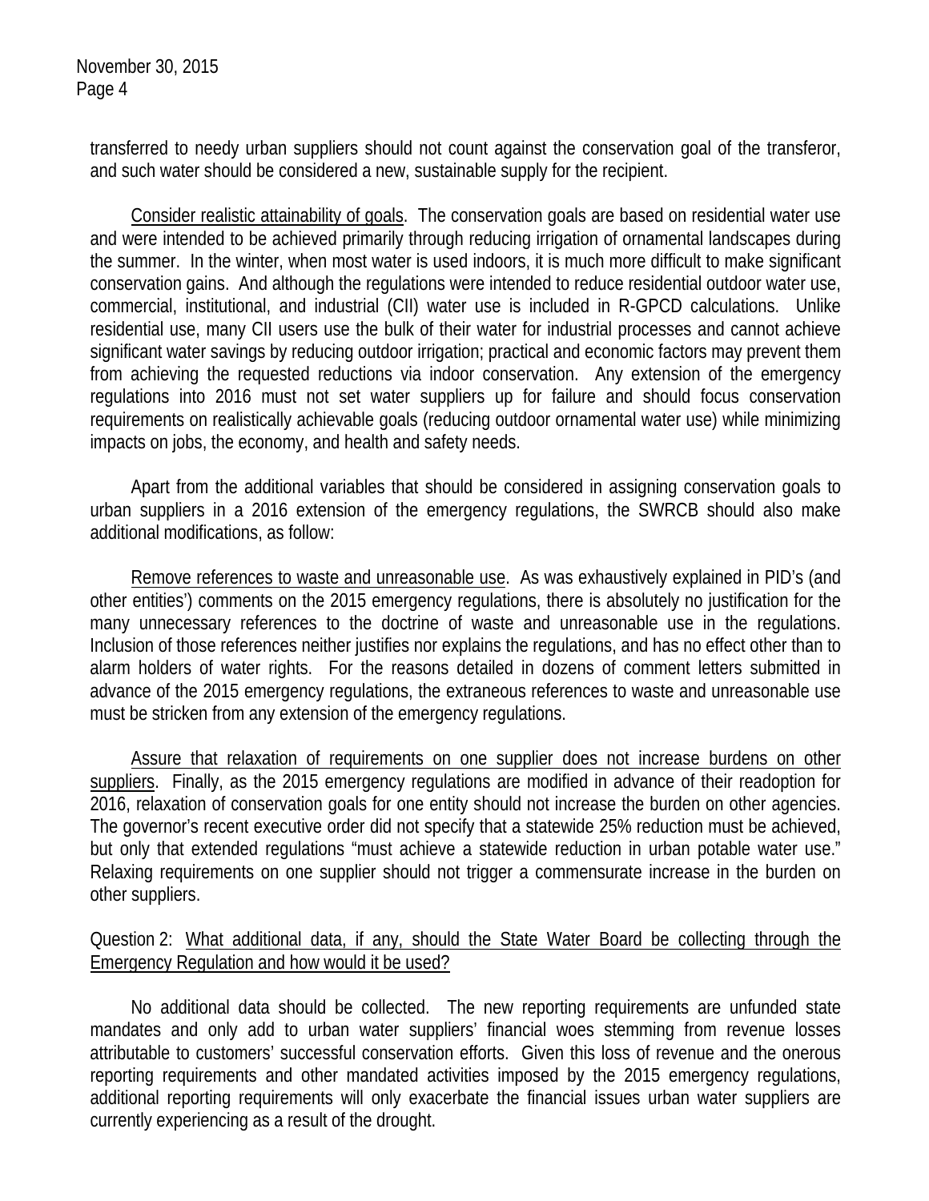transferred to needy urban suppliers should not count against the conservation goal of the transferor, and such water should be considered a new, sustainable supply for the recipient.

Consider realistic attainability of goals. The conservation goals are based on residential water use and were intended to be achieved primarily through reducing irrigation of ornamental landscapes during the summer. In the winter, when most water is used indoors, it is much more difficult to make significant conservation gains. And although the regulations were intended to reduce residential outdoor water use, commercial, institutional, and industrial (CII) water use is included in R-GPCD calculations. Unlike residential use, many CII users use the bulk of their water for industrial processes and cannot achieve significant water savings by reducing outdoor irrigation; practical and economic factors may prevent them from achieving the requested reductions via indoor conservation. Any extension of the emergency regulations into 2016 must not set water suppliers up for failure and should focus conservation requirements on realistically achievable goals (reducing outdoor ornamental water use) while minimizing impacts on jobs, the economy, and health and safety needs.

Apart from the additional variables that should be considered in assigning conservation goals to urban suppliers in a 2016 extension of the emergency regulations, the SWRCB should also make additional modifications, as follow:

Remove references to waste and unreasonable use. As was exhaustively explained in PID's (and other entities') comments on the 2015 emergency regulations, there is absolutely no justification for the many unnecessary references to the doctrine of waste and unreasonable use in the regulations. Inclusion of those references neither justifies nor explains the regulations, and has no effect other than to alarm holders of water rights. For the reasons detailed in dozens of comment letters submitted in advance of the 2015 emergency regulations, the extraneous references to waste and unreasonable use must be stricken from any extension of the emergency regulations.

Assure that relaxation of requirements on one supplier does not increase burdens on other suppliers. Finally, as the 2015 emergency regulations are modified in advance of their readoption for 2016, relaxation of conservation goals for one entity should not increase the burden on other agencies. The governor's recent executive order did not specify that a statewide 25% reduction must be achieved, but only that extended regulations "must achieve a statewide reduction in urban potable water use." Relaxing requirements on one supplier should not trigger a commensurate increase in the burden on other suppliers.

Question 2: What additional data, if any, should the State Water Board be collecting through the Emergency Regulation and how would it be used?

No additional data should be collected. The new reporting requirements are unfunded state mandates and only add to urban water suppliers' financial woes stemming from revenue losses attributable to customers' successful conservation efforts. Given this loss of revenue and the onerous reporting requirements and other mandated activities imposed by the 2015 emergency regulations, additional reporting requirements will only exacerbate the financial issues urban water suppliers are currently experiencing as a result of the drought.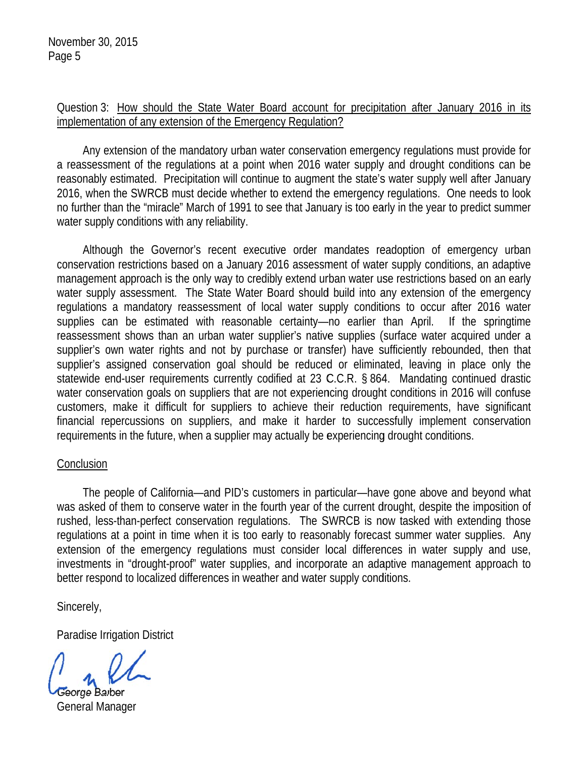Question 3: <u>How should the State Water Board account for precipitation after January 2016 in its implementation of any extension of the Emergency Regulation?</u>

Any extension of the mandatory urban water conservation emergency regulations must provide for a reassessment of the regulations at a point when 2016 water supply and drought conditions can be reasonably estimated. Precipitation will continue to augment the state's water supply well after January 2016, when the SWRCB must decide whether to extend the emergency regulations. One needs to look no further than the "miracle" March of 1991 to see that January is too early in the year to predict summer water supply conditions with any reliability.

Although the Governor's recent executive order mandates readoption of emergency urban conservation restrictions based on a January 2016 assessment of water supply conditions, an adaptive management approach is the only way to credibly extend urban water use restrictions based on an early water supply assessment. The State Water Board should build into any extension of the emergency regulations a mandatory reassessment of local water supply conditions to occur after 2016 water supplies can be estimated with reasonable certainty—no earlier than April. If the springtime reassessment shows than an urban water supplier's native supplies (surface water acquired under a supplier's own water rights and not by purchase or transfer) have sufficiently rebounded, then that supplier's assigned conservation goal should be reduced or eliminated, leaving in place only the statewide end-user requirements currently codified at 23 C.C.R. § 864. Mandating continued drastic water conservation goals on suppliers that are not experiencing drought conditions in 2016 will confuse customers, make it difficult for suppliers to achieve their reduction requirements, have significant financial repercussions on suppliers, and make it harder to successfully implement conservation requirements in the future, when a supplier may actually be experiencing drought conditions.

<u>Conclusion</u>

The people of California—and PID's customers in particular—have gone above and beyond what was asked of them to conserve water in the fourth year of the current drought, despite the imposition of rushed, less-than-perfect conservation regulations. The SWRCB is now tasked with extending those regulations at a point in time when it is too early to reasonably forecast summer water supplies. Any extension of the emergency regulations must consider local differences in water supply and use, investments in "drought-proof" water supplies, and incorporate an adaptive management approach to better respond to localized differences in weather and water supply conditions.

Sincerely,

Paradise Irrigation District

George Barber
General Manager